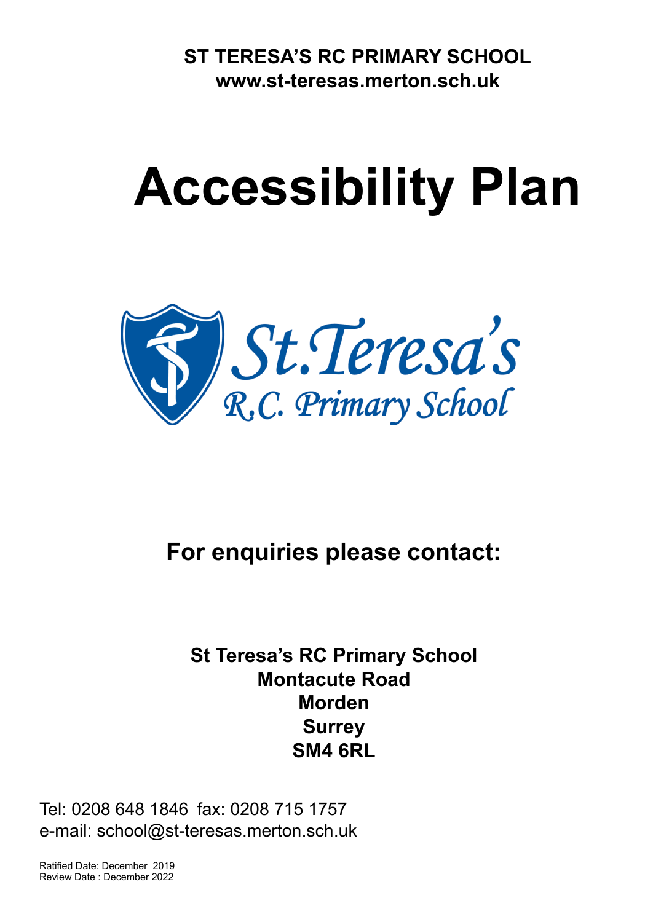**ST TERESA'S RC PRIMARY SCHOOL**
**www.st-teresas.merton.sch.uk**

# Accessibility Plan

## For enquiries please contact:

**St Teresa's RC Primary School**
**Montacute Road**
**Morden**
**Surrey**
**SM4 6RL**

Tel: 0208 648 1846 fax: 0208 715 1757
e-mail: school@st-teresas.merton.sch.uk

Ratified Date: December 2019
Review Date : December 2022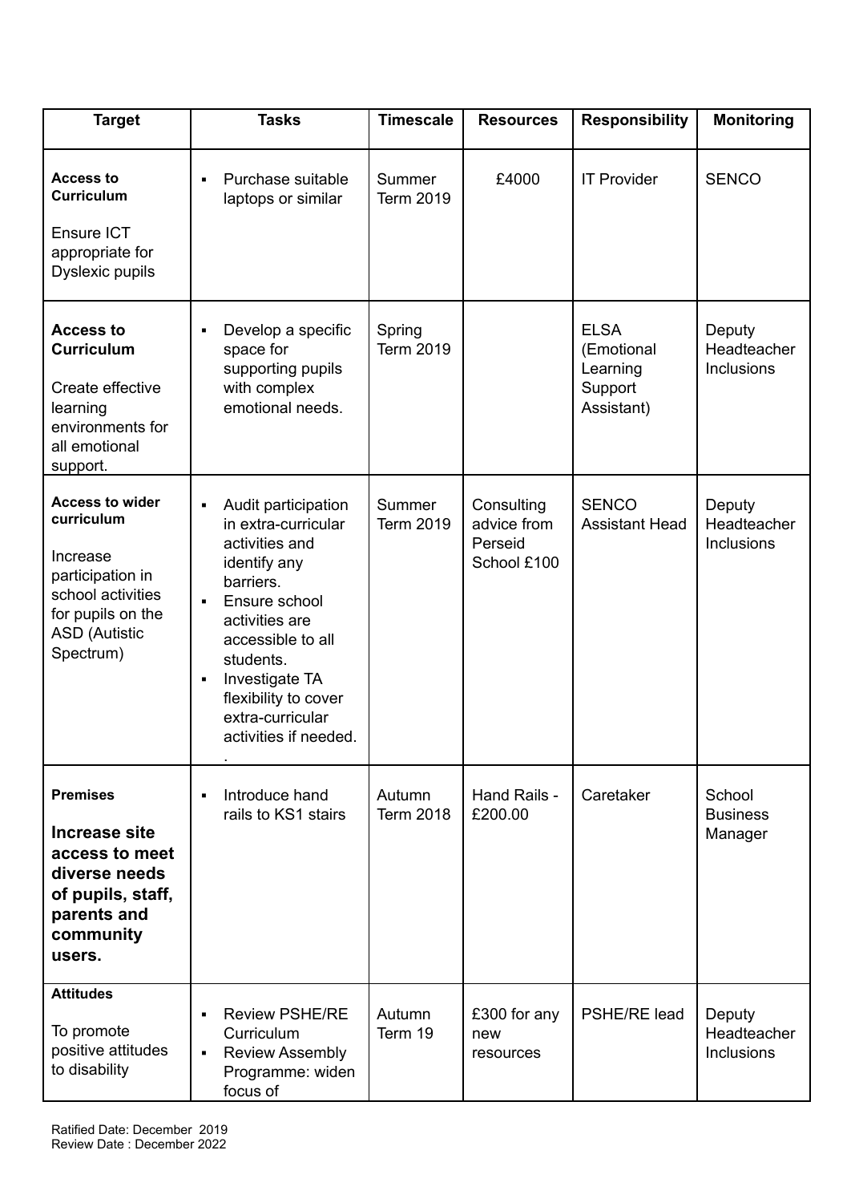| Target | Tasks | Timescale | Resources | Responsibility | Monitoring |
|---|---|---|---|---|---|
| **Access to Curriculum**<br><br>Ensure ICT appropriate for Dyslexic pupils | ▪ Purchase suitable laptops or similar | Summer Term 2019 | £4000 | IT Provider | SENCO |
| **Access to Curriculum**<br><br>Create effective learning environments for all emotional support. | ▪ Develop a specific space for supporting pupils with complex emotional needs. | Spring Term 2019 | | ELSA (Emotional Learning Support Assistant) | Deputy Headteacher Inclusions |
| **Access to wider curriculum**<br><br>Increase participation in school activities for pupils on the ASD (Autistic Spectrum) | ▪ Audit participation in extra-curricular activities and identify any barriers.<br>▪ Ensure school activities are accessible to all students.<br>▪ Investigate TA flexibility to cover extra-curricular activities if needed.<br>. | Summer Term 2019 | Consulting advice from Perseid School £100 | SENCO Assistant Head | Deputy Headteacher Inclusions |
| **Premises**<br><br>**Increase site access to meet diverse needs of pupils, staff, parents and community users.** | ▪ Introduce hand rails to KS1 stairs | Autumn Term 2018 | Hand Rails - £200.00 | Caretaker | School Business Manager |
| **Attitudes**<br><br>To promote positive attitudes to disability | ▪ Review PSHE/RE Curriculum<br>▪ Review Assembly Programme: widen focus of | Autumn Term 19 | £300 for any new resources | PSHE/RE lead | Deputy Headteacher Inclusions |

Ratified Date: December 2019
Review Date : December 2022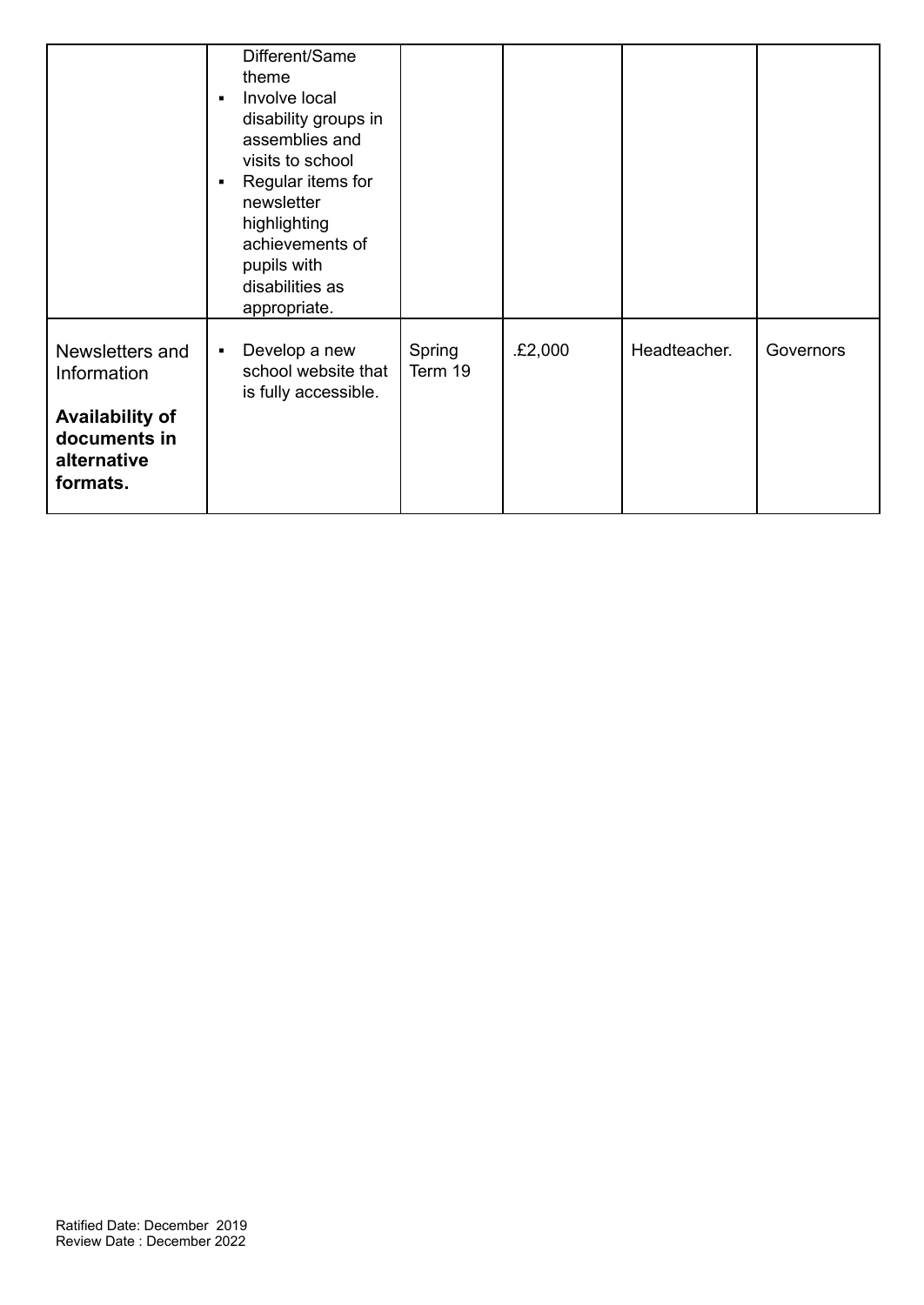| | | | | | |
|---|---|---|---|---|---|
| | Different/Same theme<br>▪ Involve local disability groups in assemblies and visits to school<br>▪ Regular items for newsletter highlighting achievements of pupils with disabilities as appropriate. | | | | |
| Newsletters and Information<br><br>**Availability of documents in alternative formats.** | ▪ Develop a new school website that is fully accessible. | Spring Term 19 | .£2,000 | Headteacher. | Governors |

Ratified Date: December 2019
Review Date : December 2022